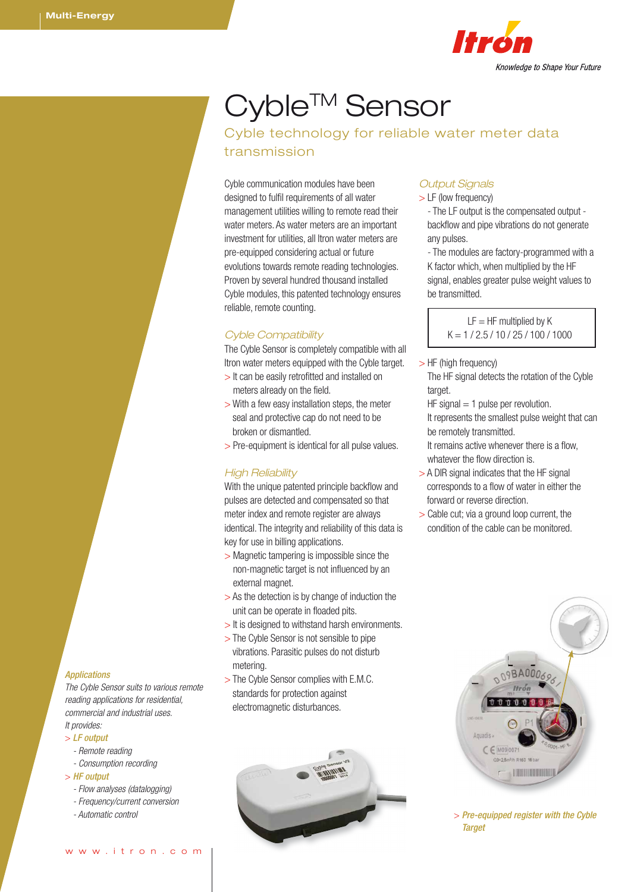Multi-Energy

Knowledge to Shape Your Future

# Cyble™ Sensor

## Cyble technology for reliable water meter data transmission

Cyble communication modules have been designed to fulfil requirements of all water management utilities willing to remote read their water meters. As water meters are an important investment for utilities, all Itron water meters are pre-equipped considering actual or future evolutions towards remote reading technologies. Proven by several hundred thousand installed Cyble modules, this patented technology ensures reliable, remote counting.

### *Cyble Compatibility*

The Cyble Sensor is completely compatible with all Itron water meters equipped with the Cyble target.

> It can be easily retrofitted and installed on meters already on the field.
> With a few easy installation steps, the meter seal and protective cap do not need to be broken or dismantled.
> Pre-equipment is identical for all pulse values.

### *High Reliability*

With the unique patented principle backflow and pulses are detected and compensated so that meter index and remote register are always identical. The integrity and reliability of this data is key for use in billing applications.

> Magnetic tampering is impossible since the non-magnetic target is not influenced by an external magnet.
> As the detection is by change of induction the unit can be operate in floaded pits.
> It is designed to withstand harsh environments.
> The Cyble Sensor is not sensible to pipe vibrations. Parasitic pulses do not disturb metering.
> The Cyble Sensor complies with E.M.C. standards for protection against electromagnetic disturbances.

### *Output Signals*

> LF (low frequency)
- The LF output is the compensated output - backflow and pipe vibrations do not generate any pulses.
- The modules are factory-programmed with a K factor which, when multiplied by the HF signal, enables greater pulse weight values to be transmitted.

| LF = HF multiplied by K<br>K = 1 / 2.5 / 10 / 25 / 100 / 1000 |
|---|

> HF (high frequency)
The HF signal detects the rotation of the Cyble target.
HF signal = 1 pulse per revolution.
It represents the smallest pulse weight that can be remotely transmitted.
It remains active whenever there is a flow, whatever the flow direction is.
> A DIR signal indicates that the HF signal corresponds to a flow of water in either the forward or reverse direction.
> Cable cut; via a ground loop current, the condition of the cable can be monitored.

*> Pre-equipped register with the Cyble Target*

### *Applications*

*The Cyble Sensor suits to various remote reading applications for residential, commercial and industrial uses.*
*It provides:*

*> LF output*
*- Remote reading*
*- Consumption recording*

*> HF output*
*- Flow analyses (datalogging)*
*- Frequency/current conversion*
*- Automatic control*

www.itron.com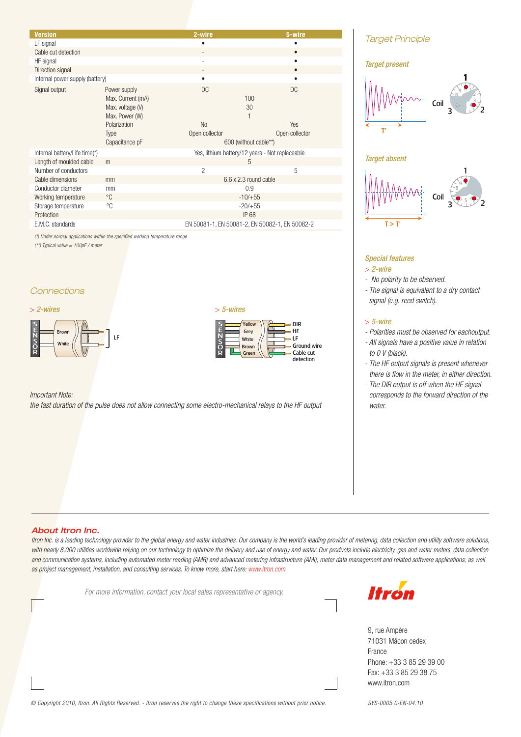| Version | | 2-wire | 5-wire |
|---|---|---|---|
| LF signal | | • | • |
| Cable cut detection | | - | • |
| HF signal | | - | • |
| Direction signal | | - | • |
| Internal power supply (battery) | | • | • |
| Signal output | Power supply | DC | DC |
| | Max. Current (mA) | 100 | |
| | Max. voltage (V) | 30 | |
| | Max. Power (W) | 1 | |
| | Polarization | No | Yes |
| | Type | Open collector | Open collector |
| | Capacitance pF | 600 (without cable**) | |
| Internal battery/Life time(*) | | Yes, lithium battery/12 years - Not replaceable | |
| Length of moulded cable | m | 5 | |
| Number of conductors | | 2 | 5 |
| Cable dimensions | mm | 6.6 x 2.3 round cable | |
| Conductor diameter | mm | 0.9 | |
| Working temperature | °C | -10/+55 | |
| Storage temperature | °C | -20/+55 | |
| Protection | | IP 68 | |
| E.M.C. standards | | EN 50081-1, EN 50081-2, EN 50082-1, EN 50082-2 | |

*(\*) Under normal applications within the specified working temperature range.*
*(\*\*) Typical value = 100pF / meter*

## Connections

### > 2-wires

SENSOR
Brown
White
LF

### > 5-wires

SENSOR
Yellow — DIR
Grey — HF
White — LF
Brown — Ground wire
Green — Cable cut detection

*Important Note:*
*the fast duration of the pulse does not allow connecting some electro-mechanical relays to the HF output*

## Target Principle

### Target present

T'
Coil
1
2
3

### Target absent

T > T'
Coil
1
2
3

### Special features

**> 2-wire**

- *No polarity to be observed.*
- *The signal is equivalent to a dry contact signal (e.g. reed switch).*

**> 5-wire**

- *Polarities must be observed for eachoutput.*
- *All signals have a positive value in relation to 0 V (black).*
- *The HF output signals is present whenever there is flow in the meter, in either direction.*
- *The DIR output is off when the HF signal corresponds to the forward direction of the water.*

## About Itron Inc.

*Itron Inc. is a leading technology provider to the global energy and water industries. Our company is the world's leading provider of metering, data collection and utility software solutions, with nearly 8,000 utilities worldwide relying on our technology to optimize the delivery and use of energy and water. Our products include electricity, gas and water meters, data collection and communication systems, including automated meter reading (AMR) and advanced metering infrastructure (AMI); meter data management and related software applications; as well as project management, installation, and consulting services. To know more, start here: www.itron.com*

*For more information, contact your local sales representative or agency.*

Itron

9, rue Ampère
71031 Mâcon cedex
France
Phone: +33 3 85 29 39 00
Fax: +33 3 85 29 38 75
www.itron.com

*© Copyright 2010, Itron. All Rights Reserved. - Itron reserves the right to change these specifications without prior notice.*

*SYS-0005.0-EN-04.10*